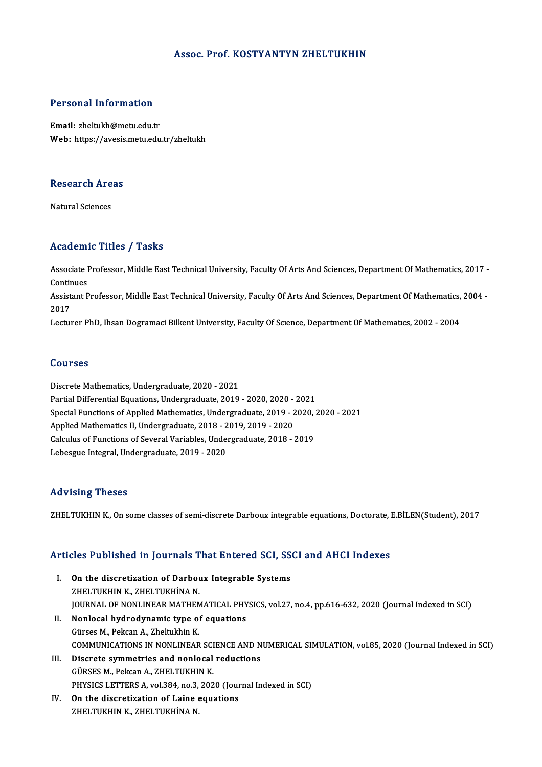# Assoc. Prof. KOSTYANTYN ZHELTUKHIN

## Personal Information

**Email:** zheltukh@metu.edu.tr
**Web:** https://avesis.metu.edu.tr/zheltukh

## Research Areas

Natural Sciences

## Academic Titles / Tasks

Associate Professor, Middle East Technical University, Faculty Of Arts And Sciences, Department Of Mathematics, 2017 - Continues

Assistant Professor, Middle East Technical University, Faculty Of Arts And Sciences, Department Of Mathematics, 2004 - 2017

Lecturer PhD, Ihsan Dogramaci Bilkent University, Faculty Of Scıence, Department Of Mathematıcs, 2002 - 2004

## Courses

Discrete Mathematics, Undergraduate, 2020 - 2021
Partial Differential Equations, Undergraduate, 2019 - 2020, 2020 - 2021
Special Functions of Applied Mathematics, Undergraduate, 2019 - 2020, 2020 - 2021
Applied Mathematics II, Undergraduate, 2018 - 2019, 2019 - 2020
Calculus of Functions of Several Variables, Undergraduate, 2018 - 2019
Lebesgue Integral, Undergraduate, 2019 - 2020

## Advising Theses

ZHELTUKHIN K., On some classes of semi-discrete Darboux integrable equations, Doctorate, E.BİLEN(Student), 2017

## Articles Published in Journals That Entered SCI, SSCI and AHCI Indexes

I. **On the discretization of Darboux Integrable Systems**
ZHELTUKHIN K., ZHELTUKHİNA N.
JOURNAL OF NONLINEAR MATHEMATICAL PHYSICS, vol.27, no.4, pp.616-632, 2020 (Journal Indexed in SCI)

II. **Nonlocal hydrodynamic type of equations**
Gürses M., Pekcan A., Zheltukhin K.
COMMUNICATIONS IN NONLINEAR SCIENCE AND NUMERICAL SIMULATION, vol.85, 2020 (Journal Indexed in SCI)

III. **Discrete symmetries and nonlocal reductions**
GÜRSES M., Pekcan A., ZHELTUKHIN K.
PHYSICS LETTERS A, vol.384, no.3, 2020 (Journal Indexed in SCI)

IV. **On the discretization of Laine equations**
ZHELTUKHIN K., ZHELTUKHİNA N.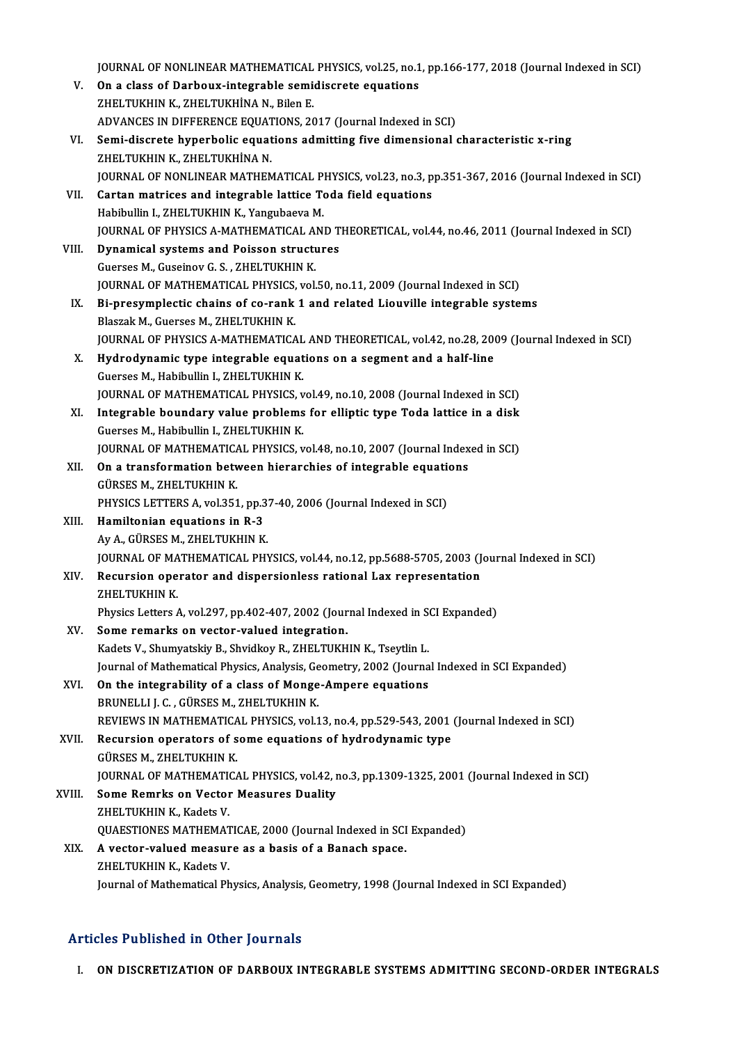JOURNAL OF NONLINEAR MATHEMATICAL PHYSICS, vol.25, no.1, pp.166-177, 2018 (Journal Indexed in SCI)

V. **On a class of Darboux-integrable semidiscrete equations**
ZHELTUKHIN K., ZHELTUKHİNA N., Bilen E.
ADVANCES IN DIFFERENCE EQUATIONS, 2017 (Journal Indexed in SCI)

VI. **Semi-discrete hyperbolic equations admitting five dimensional characteristic x-ring**
ZHELTUKHIN K., ZHELTUKHİNA N.
JOURNAL OF NONLINEAR MATHEMATICAL PHYSICS, vol.23, no.3, pp.351-367, 2016 (Journal Indexed in SCI)

VII. **Cartan matrices and integrable lattice Toda field equations**
Habibullin I., ZHELTUKHIN K., Yangubaeva M.
JOURNAL OF PHYSICS A-MATHEMATICAL AND THEORETICAL, vol.44, no.46, 2011 (Journal Indexed in SCI)

VIII. **Dynamical systems and Poisson structures**
Guerses M., Guseinov G. S. , ZHELTUKHIN K.
JOURNAL OF MATHEMATICAL PHYSICS, vol.50, no.11, 2009 (Journal Indexed in SCI)

IX. **Bi-presymplectic chains of co-rank 1 and related Liouville integrable systems**
Blaszak M., Guerses M., ZHELTUKHIN K.
JOURNAL OF PHYSICS A-MATHEMATICAL AND THEORETICAL, vol.42, no.28, 2009 (Journal Indexed in SCI)

X. **Hydrodynamic type integrable equations on a segment and a half-line**
Guerses M., Habibullin I., ZHELTUKHIN K.
JOURNAL OF MATHEMATICAL PHYSICS, vol.49, no.10, 2008 (Journal Indexed in SCI)

XI. **Integrable boundary value problems for elliptic type Toda lattice in a disk**
Guerses M., Habibullin I., ZHELTUKHIN K.
JOURNAL OF MATHEMATICAL PHYSICS, vol.48, no.10, 2007 (Journal Indexed in SCI)

XII. **On a transformation between hierarchies of integrable equations**
GÜRSES M., ZHELTUKHIN K.
PHYSICS LETTERS A, vol.351, pp.37-40, 2006 (Journal Indexed in SCI)

XIII. **Hamiltonian equations in R-3**
Ay A., GÜRSES M., ZHELTUKHIN K.
JOURNAL OF MATHEMATICAL PHYSICS, vol.44, no.12, pp.5688-5705, 2003 (Journal Indexed in SCI)

XIV. **Recursion operator and dispersionless rational Lax representation**
ZHELTUKHIN K.
Physics Letters A, vol.297, pp.402-407, 2002 (Journal Indexed in SCI Expanded)

XV. **Some remarks on vector-valued integration.**
Kadets V., Shumyatskiy B., Shvidkoy R., ZHELTUKHIN K., Tseytlin L.
Journal of Mathematical Physics, Analysis, Geometry, 2002 (Journal Indexed in SCI Expanded)

XVI. **On the integrability of a class of Monge-Ampere equations**
BRUNELLI J. C. , GÜRSES M., ZHELTUKHIN K.
REVIEWS IN MATHEMATICAL PHYSICS, vol.13, no.4, pp.529-543, 2001 (Journal Indexed in SCI)

XVII. **Recursion operators of some equations of hydrodynamic type**
GÜRSES M., ZHELTUKHIN K.
JOURNAL OF MATHEMATICAL PHYSICS, vol.42, no.3, pp.1309-1325, 2001 (Journal Indexed in SCI)

XVIII. **Some Remrks on Vector Measures Duality**
ZHELTUKHIN K., Kadets V.
QUAESTIONES MATHEMATICAE, 2000 (Journal Indexed in SCI Expanded)

XIX. **A vector-valued measure as a basis of a Banach space.**
ZHELTUKHIN K., Kadets V.
Journal of Mathematical Physics, Analysis, Geometry, 1998 (Journal Indexed in SCI Expanded)

## Articles Published in Other Journals

I. **ON DISCRETIZATION OF DARBOUX INTEGRABLE SYSTEMS ADMITTING SECOND-ORDER INTEGRALS**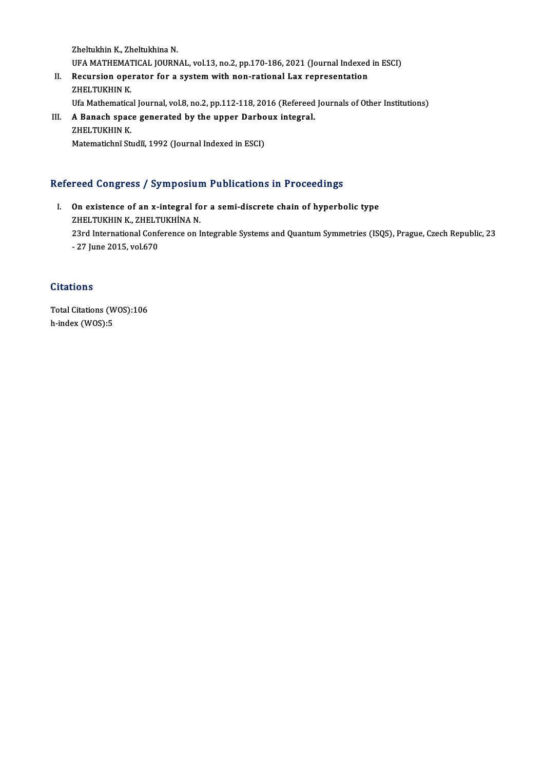Zheltukhin K., Zheltukhina N.
UFA MATHEMATICAL JOURNAL, vol.13, no.2, pp.170-186, 2021 (Journal Indexed in ESCI)

II. **Recursion operator for a system with non-rational Lax representation**
ZHELTUKHIN K.
Ufa Mathematical Journal, vol.8, no.2, pp.112-118, 2016 (Refereed Journals of Other Institutions)

III. **A Banach space generated by the upper Darboux integral.**
ZHELTUKHIN K.
Matematichnī Studīī, 1992 (Journal Indexed in ESCI)

## Refereed Congress / Symposium Publications in Proceedings

I. **On existence of an x-integral for a semi-discrete chain of hyperbolic type**
ZHELTUKHIN K., ZHELTUKHİNA N.
23rd International Conference on Integrable Systems and Quantum Symmetries (ISQS), Prague, Czech Republic, 23 - 27 June 2015, vol.670

## Citations

Total Citations (WOS):106
h-index (WOS):5